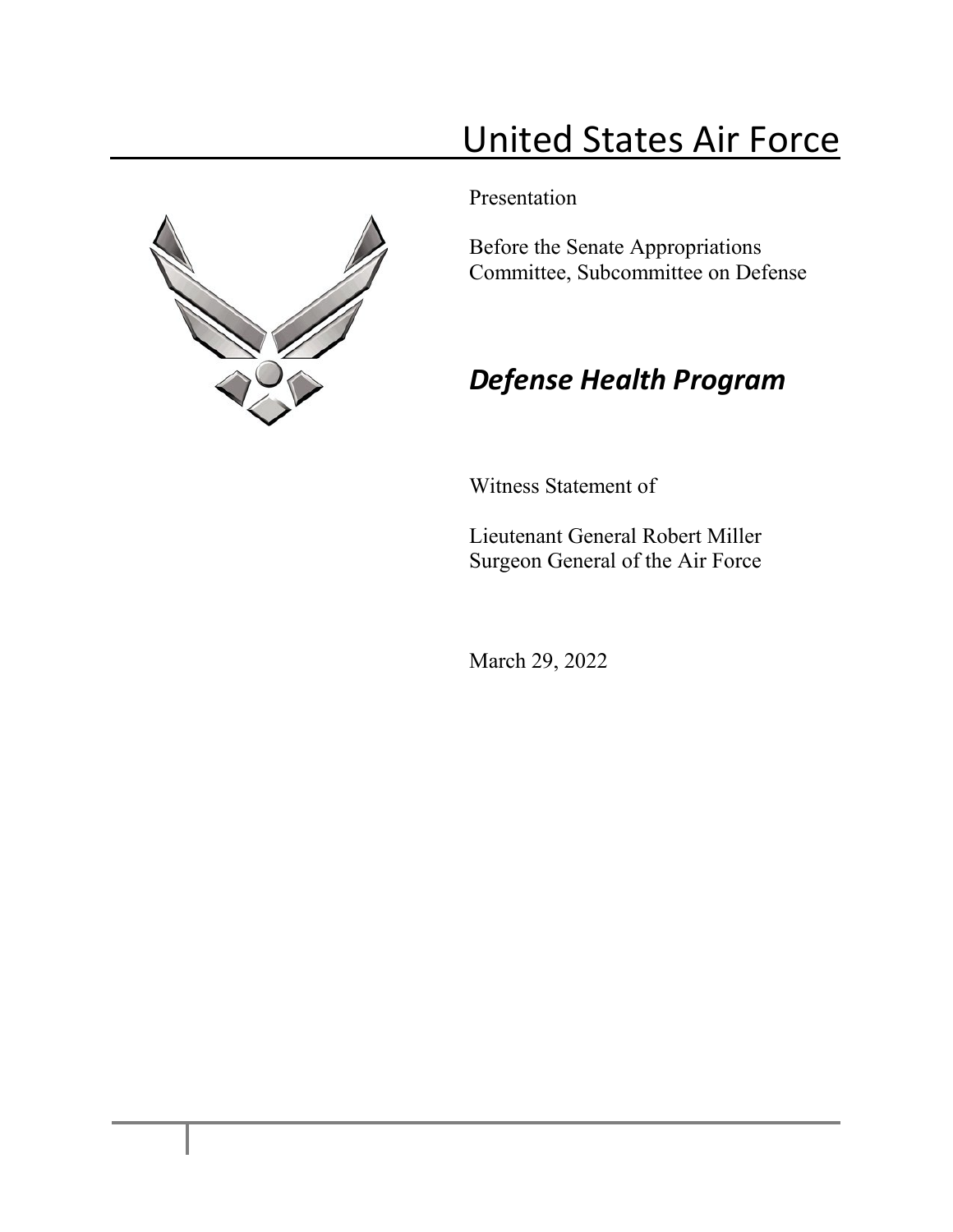# United States Air Force

Presentation

Before the Senate Appropriations Committee, Subcommittee on Defense

## *Defense Health Program*

Witness Statement of

Lieutenant General Robert Miller
Surgeon General of the Air Force

March 29, 2022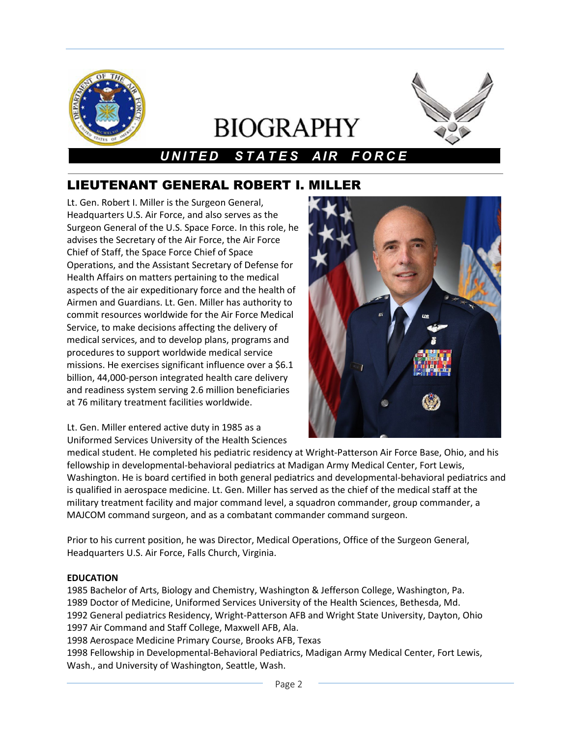BIOGRAPHY

*UNITED STATES AIR FORCE*

# LIEUTENANT GENERAL ROBERT I. MILLER

Lt. Gen. Robert I. Miller is the Surgeon General, Headquarters U.S. Air Force, and also serves as the Surgeon General of the U.S. Space Force. In this role, he advises the Secretary of the Air Force, the Air Force Chief of Staff, the Space Force Chief of Space Operations, and the Assistant Secretary of Defense for Health Affairs on matters pertaining to the medical aspects of the air expeditionary force and the health of Airmen and Guardians. Lt. Gen. Miller has authority to commit resources worldwide for the Air Force Medical Service, to make decisions affecting the delivery of medical services, and to develop plans, programs and procedures to support worldwide medical service missions. He exercises significant influence over a $6.1 billion, 44,000-person integrated health care delivery and readiness system serving 2.6 million beneficiaries at 76 military treatment facilities worldwide.

Lt. Gen. Miller entered active duty in 1985 as a Uniformed Services University of the Health Sciences medical student. He completed his pediatric residency at Wright-Patterson Air Force Base, Ohio, and his fellowship in developmental-behavioral pediatrics at Madigan Army Medical Center, Fort Lewis, Washington. He is board certified in both general pediatrics and developmental-behavioral pediatrics and is qualified in aerospace medicine. Lt. Gen. Miller has served as the chief of the medical staff at the military treatment facility and major command level, a squadron commander, group commander, a MAJCOM command surgeon, and as a combatant commander command surgeon.

Prior to his current position, he was Director, Medical Operations, Office of the Surgeon General, Headquarters U.S. Air Force, Falls Church, Virginia.

**EDUCATION**

1985 Bachelor of Arts, Biology and Chemistry, Washington & Jefferson College, Washington, Pa.
1989 Doctor of Medicine, Uniformed Services University of the Health Sciences, Bethesda, Md.
1992 General pediatrics Residency, Wright-Patterson AFB and Wright State University, Dayton, Ohio
1997 Air Command and Staff College, Maxwell AFB, Ala.
1998 Aerospace Medicine Primary Course, Brooks AFB, Texas
1998 Fellowship in Developmental-Behavioral Pediatrics, Madigan Army Medical Center, Fort Lewis, Wash., and University of Washington, Seattle, Wash.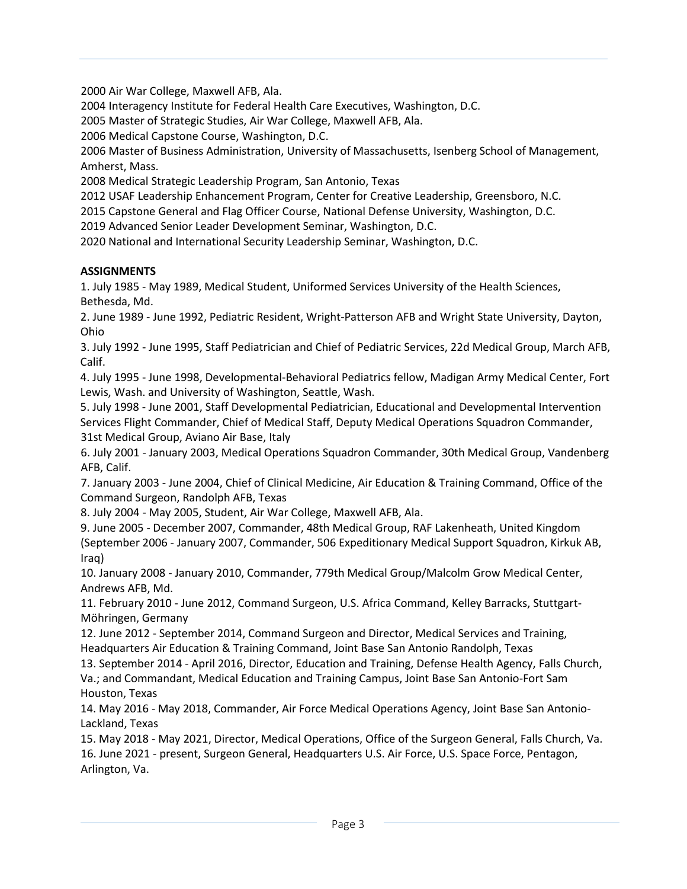2000 Air War College, Maxwell AFB, Ala.
2004 Interagency Institute for Federal Health Care Executives, Washington, D.C.
2005 Master of Strategic Studies, Air War College, Maxwell AFB, Ala.
2006 Medical Capstone Course, Washington, D.C.
2006 Master of Business Administration, University of Massachusetts, Isenberg School of Management, Amherst, Mass.
2008 Medical Strategic Leadership Program, San Antonio, Texas
2012 USAF Leadership Enhancement Program, Center for Creative Leadership, Greensboro, N.C.
2015 Capstone General and Flag Officer Course, National Defense University, Washington, D.C.
2019 Advanced Senior Leader Development Seminar, Washington, D.C.
2020 National and International Security Leadership Seminar, Washington, D.C.

**ASSIGNMENTS**

1. July 1985 - May 1989, Medical Student, Uniformed Services University of the Health Sciences, Bethesda, Md.
2. June 1989 - June 1992, Pediatric Resident, Wright-Patterson AFB and Wright State University, Dayton, Ohio
3. July 1992 - June 1995, Staff Pediatrician and Chief of Pediatric Services, 22d Medical Group, March AFB, Calif.
4. July 1995 - June 1998, Developmental-Behavioral Pediatrics fellow, Madigan Army Medical Center, Fort Lewis, Wash. and University of Washington, Seattle, Wash.
5. July 1998 - June 2001, Staff Developmental Pediatrician, Educational and Developmental Intervention Services Flight Commander, Chief of Medical Staff, Deputy Medical Operations Squadron Commander, 31st Medical Group, Aviano Air Base, Italy
6. July 2001 - January 2003, Medical Operations Squadron Commander, 30th Medical Group, Vandenberg AFB, Calif.
7. January 2003 - June 2004, Chief of Clinical Medicine, Air Education & Training Command, Office of the Command Surgeon, Randolph AFB, Texas
8. July 2004 - May 2005, Student, Air War College, Maxwell AFB, Ala.
9. June 2005 - December 2007, Commander, 48th Medical Group, RAF Lakenheath, United Kingdom (September 2006 - January 2007, Commander, 506 Expeditionary Medical Support Squadron, Kirkuk AB, Iraq)
10. January 2008 - January 2010, Commander, 779th Medical Group/Malcolm Grow Medical Center, Andrews AFB, Md.
11. February 2010 - June 2012, Command Surgeon, U.S. Africa Command, Kelley Barracks, Stuttgart-Möhringen, Germany
12. June 2012 - September 2014, Command Surgeon and Director, Medical Services and Training, Headquarters Air Education & Training Command, Joint Base San Antonio Randolph, Texas
13. September 2014 - April 2016, Director, Education and Training, Defense Health Agency, Falls Church, Va.; and Commandant, Medical Education and Training Campus, Joint Base San Antonio-Fort Sam Houston, Texas
14. May 2016 - May 2018, Commander, Air Force Medical Operations Agency, Joint Base San Antonio-Lackland, Texas
15. May 2018 - May 2021, Director, Medical Operations, Office of the Surgeon General, Falls Church, Va.
16. June 2021 - present, Surgeon General, Headquarters U.S. Air Force, U.S. Space Force, Pentagon, Arlington, Va.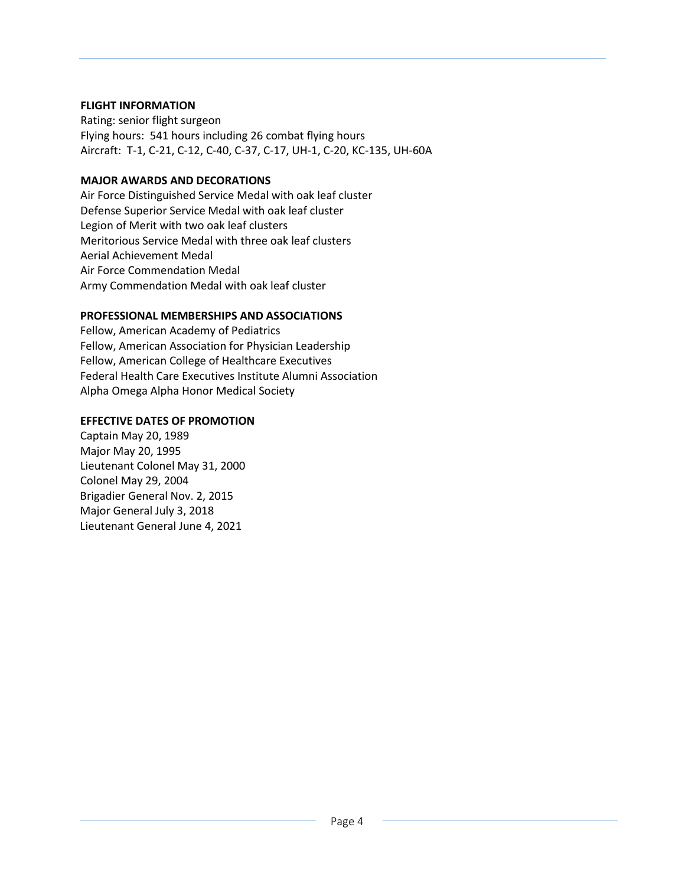**FLIGHT INFORMATION**

Rating: senior flight surgeon
Flying hours: 541 hours including 26 combat flying hours
Aircraft: T-1, C-21, C-12, C-40, C-37, C-17, UH-1, C-20, KC-135, UH-60A

**MAJOR AWARDS AND DECORATIONS**

Air Force Distinguished Service Medal with oak leaf cluster
Defense Superior Service Medal with oak leaf cluster
Legion of Merit with two oak leaf clusters
Meritorious Service Medal with three oak leaf clusters
Aerial Achievement Medal
Air Force Commendation Medal
Army Commendation Medal with oak leaf cluster

**PROFESSIONAL MEMBERSHIPS AND ASSOCIATIONS**

Fellow, American Academy of Pediatrics
Fellow, American Association for Physician Leadership
Fellow, American College of Healthcare Executives
Federal Health Care Executives Institute Alumni Association
Alpha Omega Alpha Honor Medical Society

**EFFECTIVE DATES OF PROMOTION**

Captain May 20, 1989
Major May 20, 1995
Lieutenant Colonel May 31, 2000
Colonel May 29, 2004
Brigadier General Nov. 2, 2015
Major General July 3, 2018
Lieutenant General June 4, 2021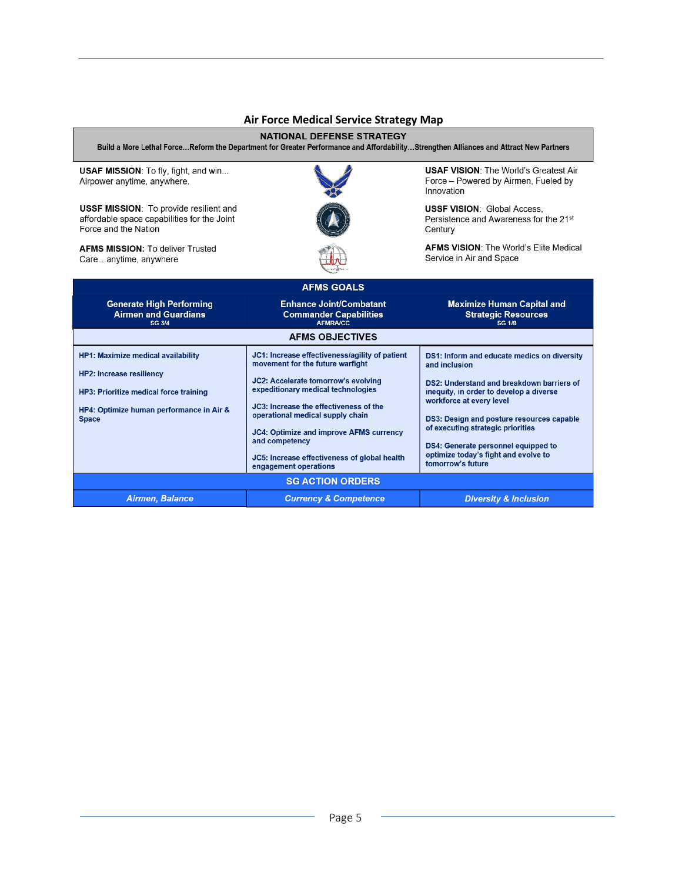## Air Force Medical Service Strategy Map

### NATIONAL DEFENSE STRATEGY

**Build a More Lethal Force…Reform the Department for Greater Performance and Affordability…Strengthen Alliances and Attract New Partners**

**USAF MISSION**: To fly, fight, and win… Airpower anytime, anywhere.

**USAF VISION**: The World's Greatest Air Force – Powered by Airmen, Fueled by Innovation

**USSF MISSION**: To provide resilient and affordable space capabilities for the Joint Force and the Nation

**USSF VISION**: Global Access, Persistence and Awareness for the 21st Century

**AFMS MISSION:** To deliver Trusted Care…anytime, anywhere

**AFMS VISION**: The World's Elite Medical Service in Air and Space

| AFMS GOALS | | |
|---|---|---|
| **Generate High Performing Airmen and Guardians** SG 3/4 | **Enhance Joint/Combatant Commander Capabilities** AFMRA/CC | **Maximize Human Capital and Strategic Resources** SG 1/8 |
| **AFMS OBJECTIVES** | | |
| **HP1: Maximize medical availability**<br><br>**HP2: Increase resiliency**<br><br>**HP3: Prioritize medical force training**<br><br>**HP4: Optimize human performance in Air & Space** | **JC1: Increase effectiveness/agility of patient movement for the future warfight**<br><br>**JC2: Accelerate tomorrow's evolving expeditionary medical technologies**<br><br>**JC3: Increase the effectiveness of the operational medical supply chain**<br><br>**JC4: Optimize and improve AFMS currency and competency**<br><br>**JC5: Increase effectiveness of global health engagement operations** | **DS1: Inform and educate medics on diversity and inclusion**<br><br>**DS2: Understand and breakdown barriers of inequity, in order to develop a diverse workforce at every level**<br><br>**DS3: Design and posture resources capable of executing strategic priorities**<br><br>**DS4: Generate personnel equipped to optimize today's fight and evolve to tomorrow's future** |
| **SG ACTION ORDERS** | | |
| ***Airmen, Balance*** | ***Currency & Competence*** | ***Diversity & Inclusion*** |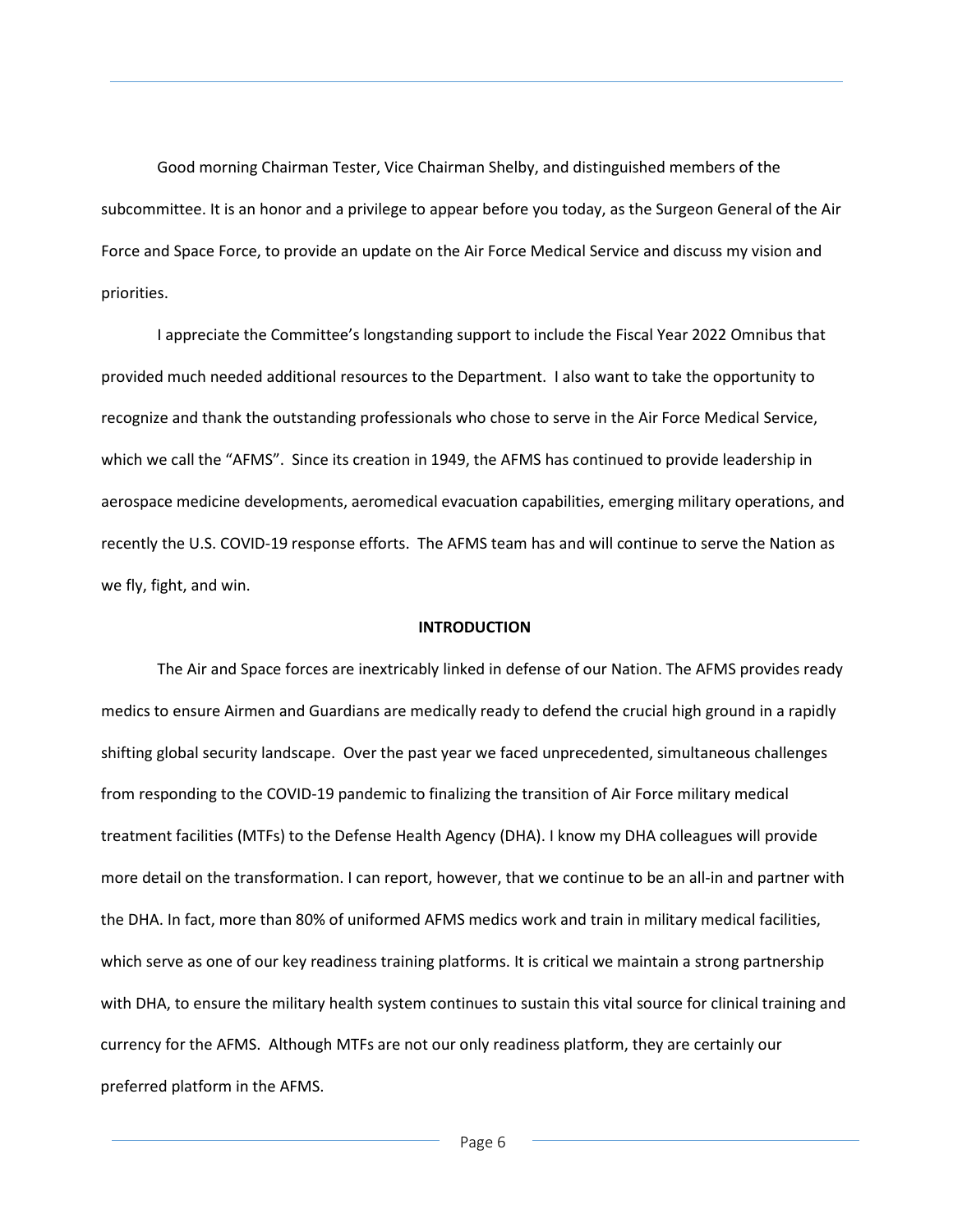Good morning Chairman Tester, Vice Chairman Shelby, and distinguished members of the subcommittee. It is an honor and a privilege to appear before you today, as the Surgeon General of the Air Force and Space Force, to provide an update on the Air Force Medical Service and discuss my vision and priorities.

I appreciate the Committee's longstanding support to include the Fiscal Year 2022 Omnibus that provided much needed additional resources to the Department. I also want to take the opportunity to recognize and thank the outstanding professionals who chose to serve in the Air Force Medical Service, which we call the "AFMS". Since its creation in 1949, the AFMS has continued to provide leadership in aerospace medicine developments, aeromedical evacuation capabilities, emerging military operations, and recently the U.S. COVID-19 response efforts. The AFMS team has and will continue to serve the Nation as we fly, fight, and win.

## INTRODUCTION

The Air and Space forces are inextricably linked in defense of our Nation. The AFMS provides ready medics to ensure Airmen and Guardians are medically ready to defend the crucial high ground in a rapidly shifting global security landscape. Over the past year we faced unprecedented, simultaneous challenges from responding to the COVID-19 pandemic to finalizing the transition of Air Force military medical treatment facilities (MTFs) to the Defense Health Agency (DHA). I know my DHA colleagues will provide more detail on the transformation. I can report, however, that we continue to be an all-in and partner with the DHA. In fact, more than 80% of uniformed AFMS medics work and train in military medical facilities, which serve as one of our key readiness training platforms. It is critical we maintain a strong partnership with DHA, to ensure the military health system continues to sustain this vital source for clinical training and currency for the AFMS. Although MTFs are not our only readiness platform, they are certainly our preferred platform in the AFMS.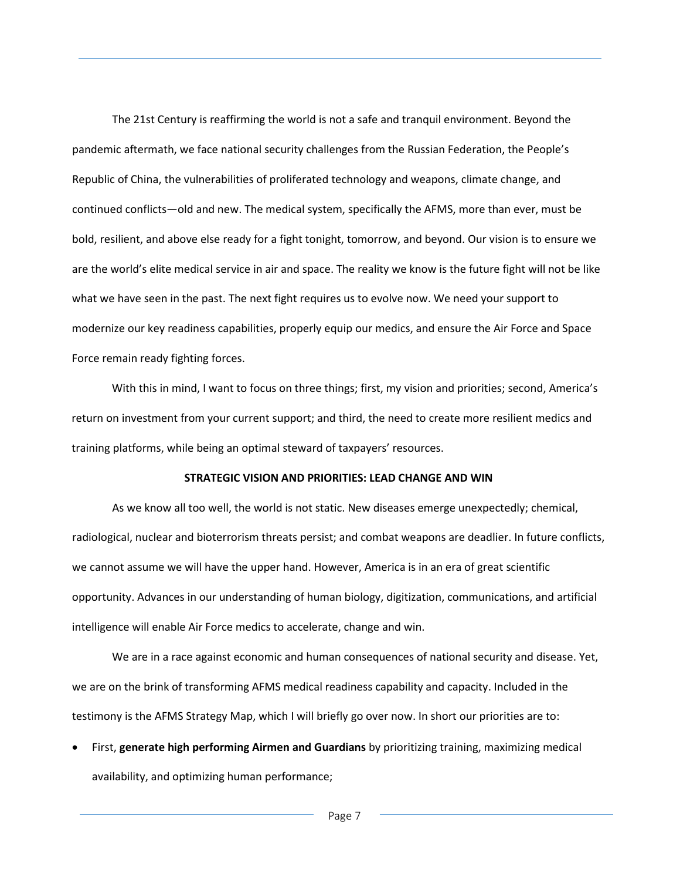The 21st Century is reaffirming the world is not a safe and tranquil environment. Beyond the pandemic aftermath, we face national security challenges from the Russian Federation, the People's Republic of China, the vulnerabilities of proliferated technology and weapons, climate change, and continued conflicts—old and new. The medical system, specifically the AFMS, more than ever, must be bold, resilient, and above else ready for a fight tonight, tomorrow, and beyond. Our vision is to ensure we are the world's elite medical service in air and space. The reality we know is the future fight will not be like what we have seen in the past. The next fight requires us to evolve now. We need your support to modernize our key readiness capabilities, properly equip our medics, and ensure the Air Force and Space Force remain ready fighting forces.

With this in mind, I want to focus on three things; first, my vision and priorities; second, America's return on investment from your current support; and third, the need to create more resilient medics and training platforms, while being an optimal steward of taxpayers' resources.

## STRATEGIC VISION AND PRIORITIES: LEAD CHANGE AND WIN

As we know all too well, the world is not static. New diseases emerge unexpectedly; chemical, radiological, nuclear and bioterrorism threats persist; and combat weapons are deadlier. In future conflicts, we cannot assume we will have the upper hand. However, America is in an era of great scientific opportunity. Advances in our understanding of human biology, digitization, communications, and artificial intelligence will enable Air Force medics to accelerate, change and win.

We are in a race against economic and human consequences of national security and disease. Yet, we are on the brink of transforming AFMS medical readiness capability and capacity. Included in the testimony is the AFMS Strategy Map, which I will briefly go over now. In short our priorities are to:

- First, **generate high performing Airmen and Guardians** by prioritizing training, maximizing medical availability, and optimizing human performance;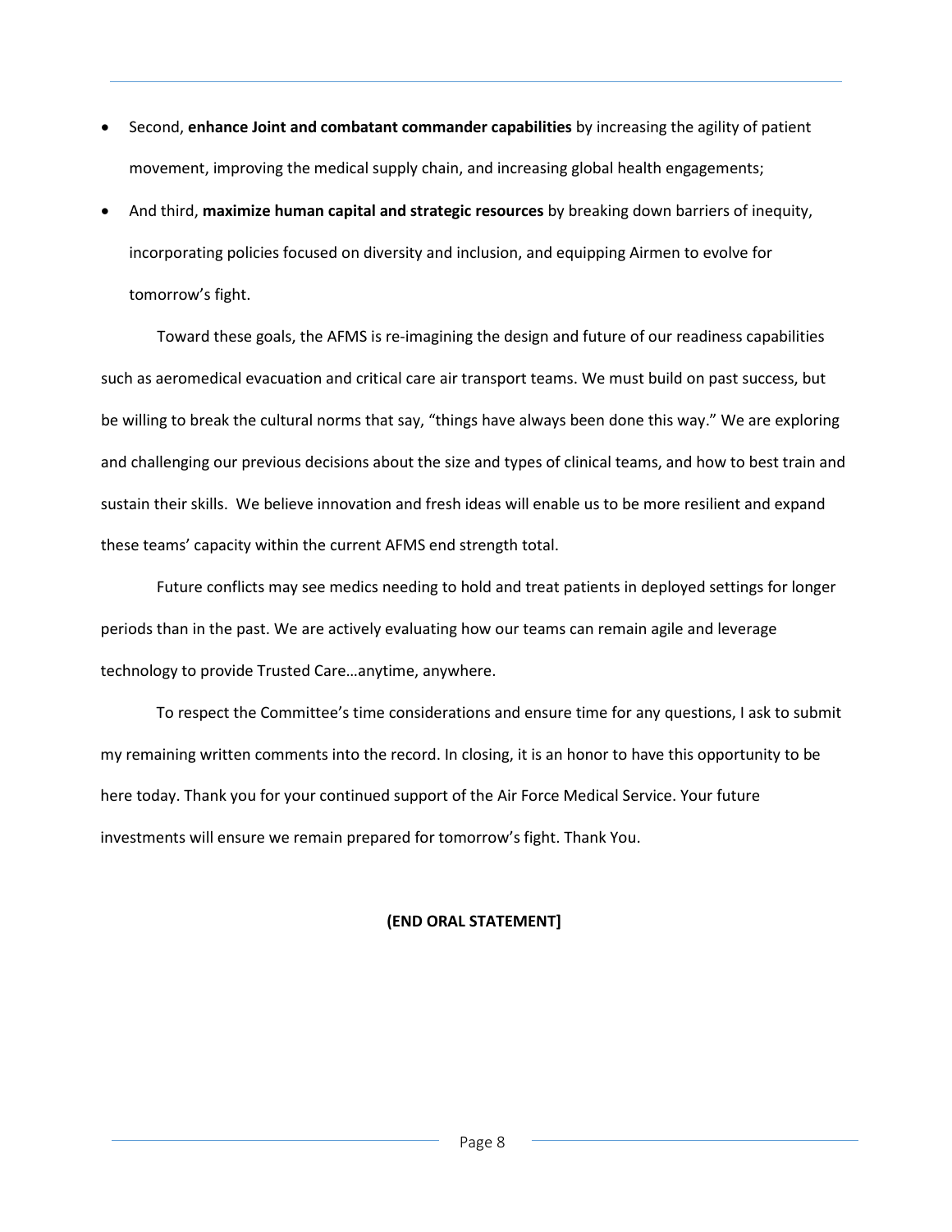- Second, **enhance Joint and combatant commander capabilities** by increasing the agility of patient movement, improving the medical supply chain, and increasing global health engagements;
- And third, **maximize human capital and strategic resources** by breaking down barriers of inequity, incorporating policies focused on diversity and inclusion, and equipping Airmen to evolve for tomorrow's fight.

Toward these goals, the AFMS is re-imagining the design and future of our readiness capabilities such as aeromedical evacuation and critical care air transport teams. We must build on past success, but be willing to break the cultural norms that say, "things have always been done this way." We are exploring and challenging our previous decisions about the size and types of clinical teams, and how to best train and sustain their skills. We believe innovation and fresh ideas will enable us to be more resilient and expand these teams' capacity within the current AFMS end strength total.

Future conflicts may see medics needing to hold and treat patients in deployed settings for longer periods than in the past. We are actively evaluating how our teams can remain agile and leverage technology to provide Trusted Care…anytime, anywhere.

To respect the Committee's time considerations and ensure time for any questions, I ask to submit my remaining written comments into the record. In closing, it is an honor to have this opportunity to be here today. Thank you for your continued support of the Air Force Medical Service. Your future investments will ensure we remain prepared for tomorrow's fight. Thank You.

**(END ORAL STATEMENT]**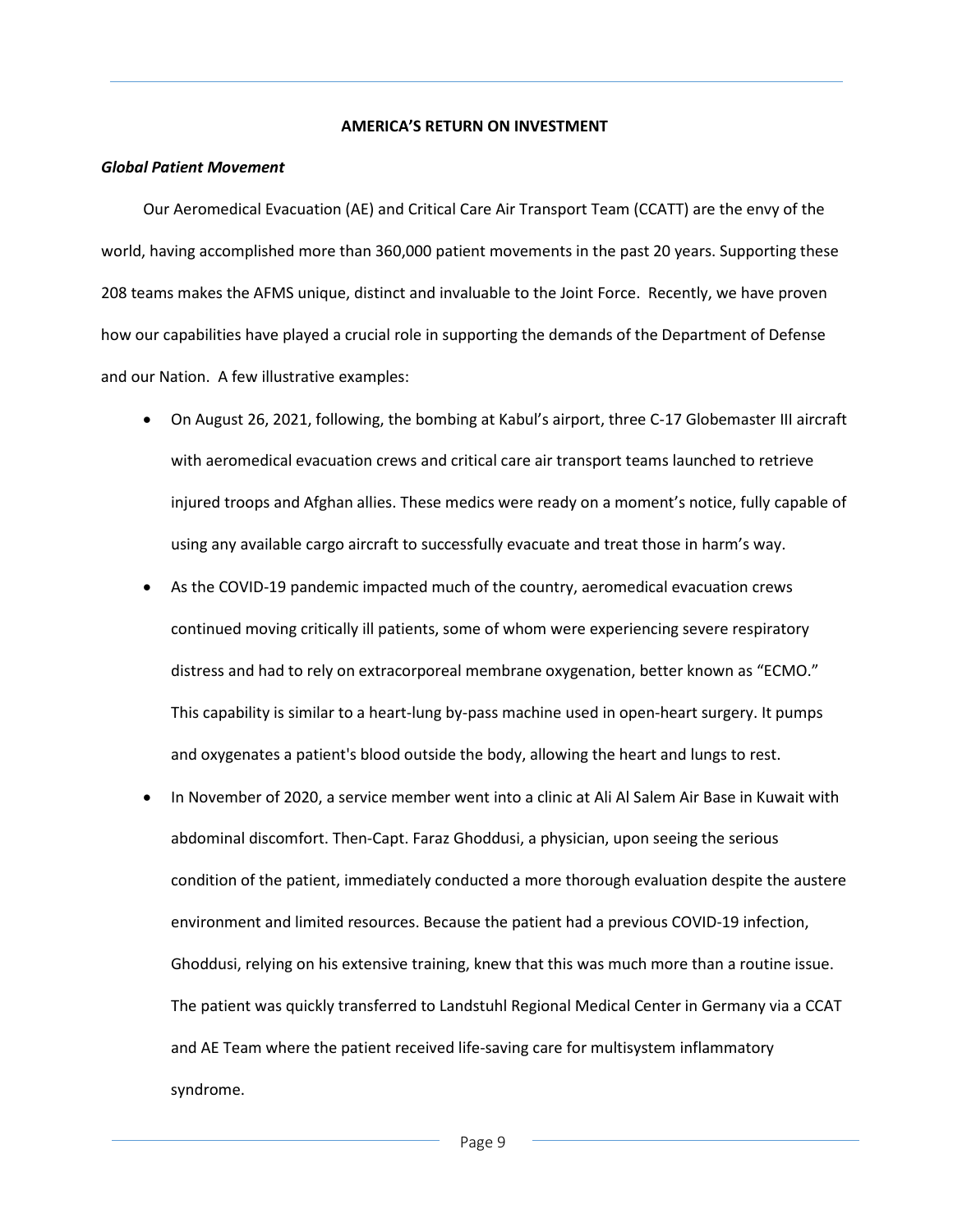## AMERICA'S RETURN ON INVESTMENT

### *Global Patient Movement*

Our Aeromedical Evacuation (AE) and Critical Care Air Transport Team (CCATT) are the envy of the world, having accomplished more than 360,000 patient movements in the past 20 years. Supporting these 208 teams makes the AFMS unique, distinct and invaluable to the Joint Force. Recently, we have proven how our capabilities have played a crucial role in supporting the demands of the Department of Defense and our Nation. A few illustrative examples:

- On August 26, 2021, following, the bombing at Kabul's airport, three C-17 Globemaster III aircraft with aeromedical evacuation crews and critical care air transport teams launched to retrieve injured troops and Afghan allies. These medics were ready on a moment's notice, fully capable of using any available cargo aircraft to successfully evacuate and treat those in harm's way.
- As the COVID-19 pandemic impacted much of the country, aeromedical evacuation crews continued moving critically ill patients, some of whom were experiencing severe respiratory distress and had to rely on extracorporeal membrane oxygenation, better known as "ECMO." This capability is similar to a heart-lung by-pass machine used in open-heart surgery. It pumps and oxygenates a patient's blood outside the body, allowing the heart and lungs to rest.
- In November of 2020, a service member went into a clinic at Ali Al Salem Air Base in Kuwait with abdominal discomfort. Then-Capt. Faraz Ghoddusi, a physician, upon seeing the serious condition of the patient, immediately conducted a more thorough evaluation despite the austere environment and limited resources. Because the patient had a previous COVID-19 infection, Ghoddusi, relying on his extensive training, knew that this was much more than a routine issue. The patient was quickly transferred to Landstuhl Regional Medical Center in Germany via a CCAT and AE Team where the patient received life-saving care for multisystem inflammatory syndrome.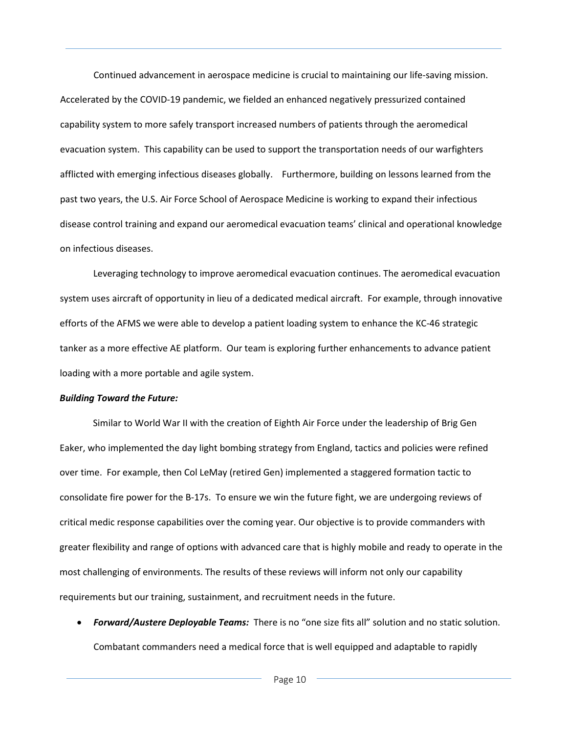Continued advancement in aerospace medicine is crucial to maintaining our life-saving mission. Accelerated by the COVID-19 pandemic, we fielded an enhanced negatively pressurized contained capability system to more safely transport increased numbers of patients through the aeromedical evacuation system. This capability can be used to support the transportation needs of our warfighters afflicted with emerging infectious diseases globally. Furthermore, building on lessons learned from the past two years, the U.S. Air Force School of Aerospace Medicine is working to expand their infectious disease control training and expand our aeromedical evacuation teams' clinical and operational knowledge on infectious diseases.

Leveraging technology to improve aeromedical evacuation continues. The aeromedical evacuation system uses aircraft of opportunity in lieu of a dedicated medical aircraft. For example, through innovative efforts of the AFMS we were able to develop a patient loading system to enhance the KC-46 strategic tanker as a more effective AE platform. Our team is exploring further enhancements to advance patient loading with a more portable and agile system.

***Building Toward the Future:***

Similar to World War II with the creation of Eighth Air Force under the leadership of Brig Gen Eaker, who implemented the day light bombing strategy from England, tactics and policies were refined over time. For example, then Col LeMay (retired Gen) implemented a staggered formation tactic to consolidate fire power for the B-17s. To ensure we win the future fight, we are undergoing reviews of critical medic response capabilities over the coming year. Our objective is to provide commanders with greater flexibility and range of options with advanced care that is highly mobile and ready to operate in the most challenging of environments. The results of these reviews will inform not only our capability requirements but our training, sustainment, and recruitment needs in the future.

- ***Forward/Austere Deployable Teams:*** There is no "one size fits all" solution and no static solution. Combatant commanders need a medical force that is well equipped and adaptable to rapidly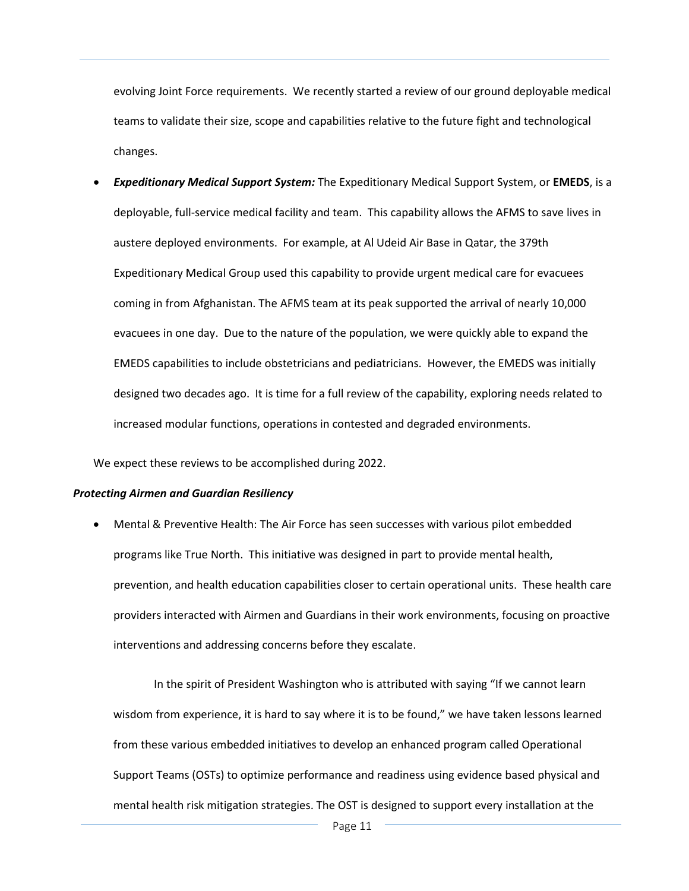evolving Joint Force requirements. We recently started a review of our ground deployable medical teams to validate their size, scope and capabilities relative to the future fight and technological changes.

- ***Expeditionary Medical Support System:*** The Expeditionary Medical Support System, or **EMEDS**, is a deployable, full-service medical facility and team. This capability allows the AFMS to save lives in austere deployed environments. For example, at Al Udeid Air Base in Qatar, the 379th Expeditionary Medical Group used this capability to provide urgent medical care for evacuees coming in from Afghanistan. The AFMS team at its peak supported the arrival of nearly 10,000 evacuees in one day. Due to the nature of the population, we were quickly able to expand the EMEDS capabilities to include obstetricians and pediatricians. However, the EMEDS was initially designed two decades ago. It is time for a full review of the capability, exploring needs related to increased modular functions, operations in contested and degraded environments.

We expect these reviews to be accomplished during 2022.

***Protecting Airmen and Guardian Resiliency***

- Mental & Preventive Health: The Air Force has seen successes with various pilot embedded programs like True North. This initiative was designed in part to provide mental health, prevention, and health education capabilities closer to certain operational units. These health care providers interacted with Airmen and Guardians in their work environments, focusing on proactive interventions and addressing concerns before they escalate.

  In the spirit of President Washington who is attributed with saying "If we cannot learn wisdom from experience, it is hard to say where it is to be found," we have taken lessons learned from these various embedded initiatives to develop an enhanced program called Operational Support Teams (OSTs) to optimize performance and readiness using evidence based physical and mental health risk mitigation strategies. The OST is designed to support every installation at the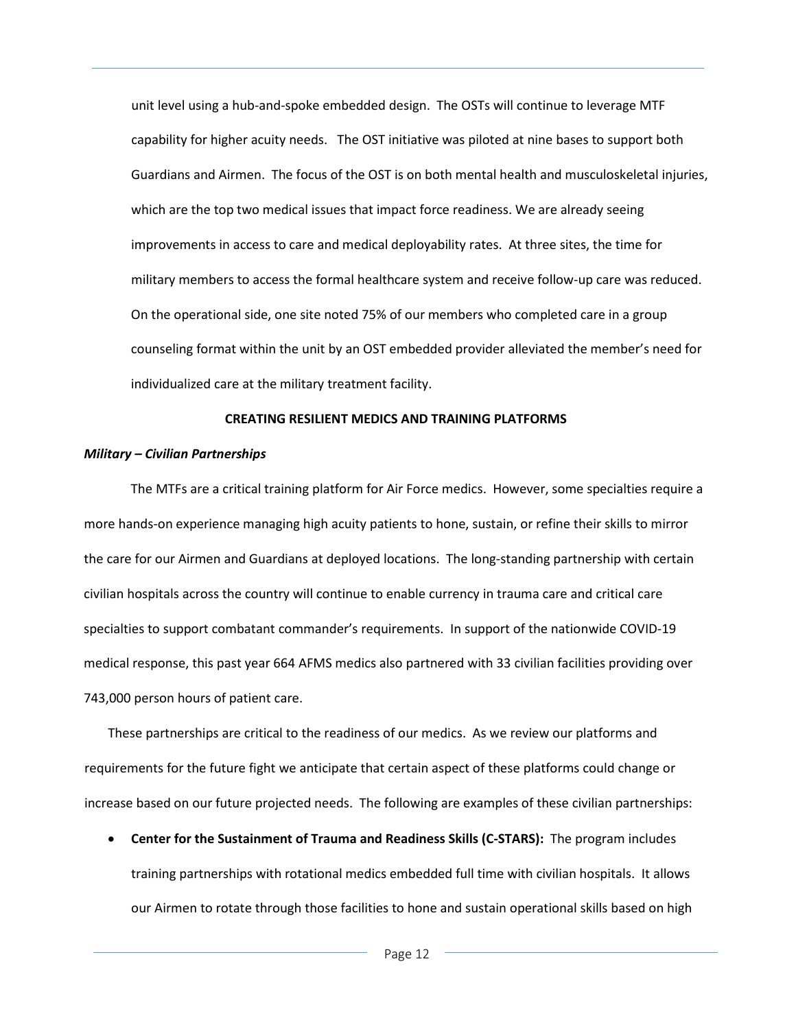unit level using a hub-and-spoke embedded design. The OSTs will continue to leverage MTF capability for higher acuity needs. The OST initiative was piloted at nine bases to support both Guardians and Airmen. The focus of the OST is on both mental health and musculoskeletal injuries, which are the top two medical issues that impact force readiness. We are already seeing improvements in access to care and medical deployability rates. At three sites, the time for military members to access the formal healthcare system and receive follow-up care was reduced. On the operational side, one site noted 75% of our members who completed care in a group counseling format within the unit by an OST embedded provider alleviated the member's need for individualized care at the military treatment facility.

## CREATING RESILIENT MEDICS AND TRAINING PLATFORMS

### *Military – Civilian Partnerships*

The MTFs are a critical training platform for Air Force medics. However, some specialties require a more hands-on experience managing high acuity patients to hone, sustain, or refine their skills to mirror the care for our Airmen and Guardians at deployed locations. The long-standing partnership with certain civilian hospitals across the country will continue to enable currency in trauma care and critical care specialties to support combatant commander's requirements. In support of the nationwide COVID-19 medical response, this past year 664 AFMS medics also partnered with 33 civilian facilities providing over 743,000 person hours of patient care.

These partnerships are critical to the readiness of our medics. As we review our platforms and requirements for the future fight we anticipate that certain aspect of these platforms could change or increase based on our future projected needs. The following are examples of these civilian partnerships:

- **Center for the Sustainment of Trauma and Readiness Skills (C-STARS):** The program includes training partnerships with rotational medics embedded full time with civilian hospitals. It allows our Airmen to rotate through those facilities to hone and sustain operational skills based on high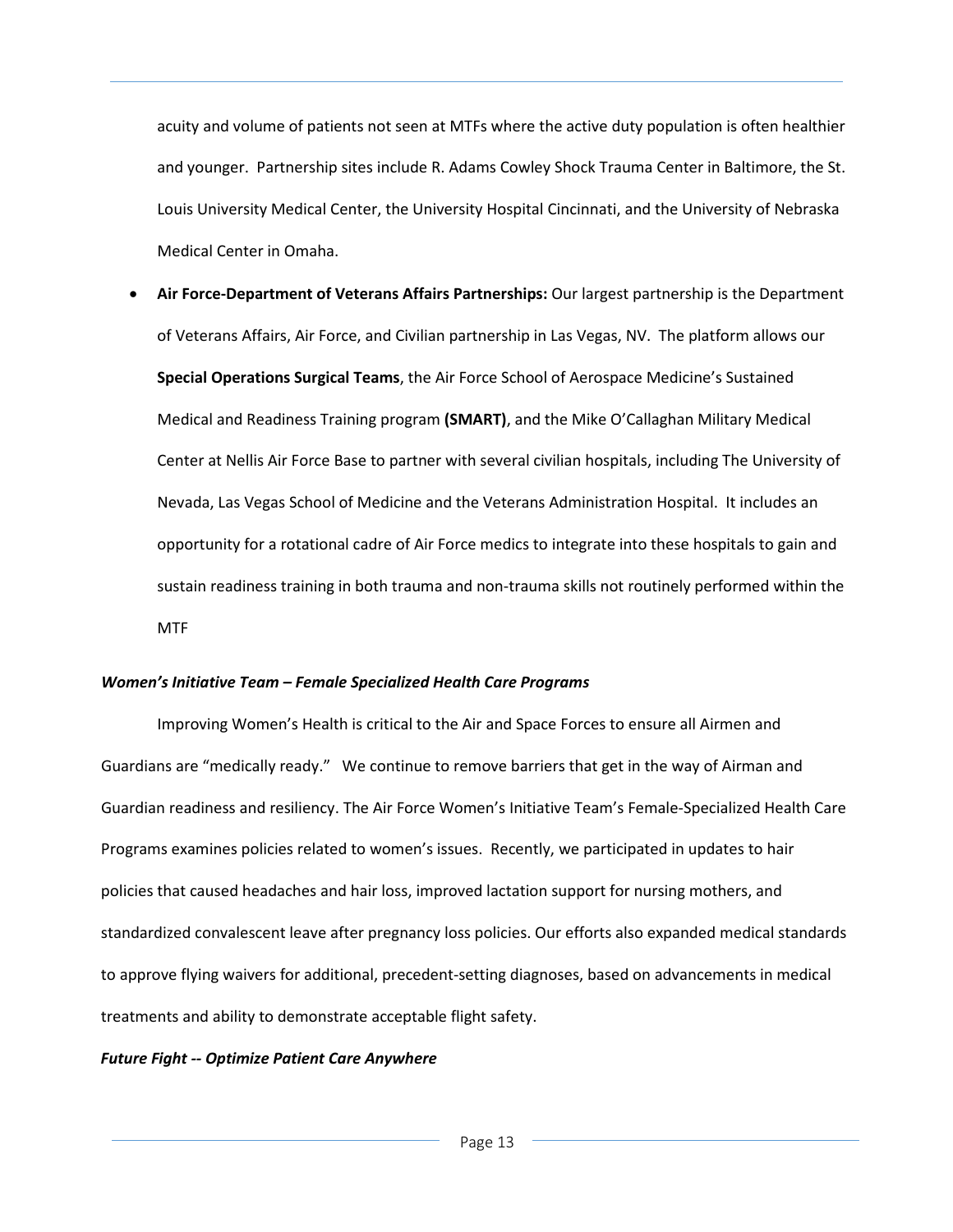acuity and volume of patients not seen at MTFs where the active duty population is often healthier and younger. Partnership sites include R. Adams Cowley Shock Trauma Center in Baltimore, the St. Louis University Medical Center, the University Hospital Cincinnati, and the University of Nebraska Medical Center in Omaha.

- **Air Force-Department of Veterans Affairs Partnerships:** Our largest partnership is the Department of Veterans Affairs, Air Force, and Civilian partnership in Las Vegas, NV. The platform allows our **Special Operations Surgical Teams**, the Air Force School of Aerospace Medicine's Sustained Medical and Readiness Training program **(SMART)**, and the Mike O'Callaghan Military Medical Center at Nellis Air Force Base to partner with several civilian hospitals, including The University of Nevada, Las Vegas School of Medicine and the Veterans Administration Hospital. It includes an opportunity for a rotational cadre of Air Force medics to integrate into these hospitals to gain and sustain readiness training in both trauma and non-trauma skills not routinely performed within the MTF

***Women's Initiative Team – Female Specialized Health Care Programs***

Improving Women's Health is critical to the Air and Space Forces to ensure all Airmen and Guardians are "medically ready." We continue to remove barriers that get in the way of Airman and Guardian readiness and resiliency. The Air Force Women's Initiative Team's Female-Specialized Health Care Programs examines policies related to women's issues. Recently, we participated in updates to hair policies that caused headaches and hair loss, improved lactation support for nursing mothers, and standardized convalescent leave after pregnancy loss policies. Our efforts also expanded medical standards to approve flying waivers for additional, precedent-setting diagnoses, based on advancements in medical treatments and ability to demonstrate acceptable flight safety.

***Future Fight -- Optimize Patient Care Anywhere***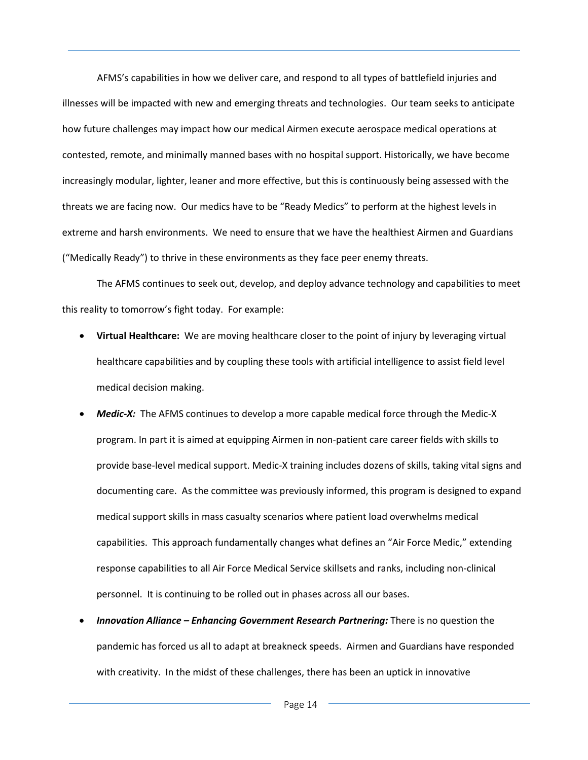AFMS's capabilities in how we deliver care, and respond to all types of battlefield injuries and illnesses will be impacted with new and emerging threats and technologies. Our team seeks to anticipate how future challenges may impact how our medical Airmen execute aerospace medical operations at contested, remote, and minimally manned bases with no hospital support. Historically, we have become increasingly modular, lighter, leaner and more effective, but this is continuously being assessed with the threats we are facing now. Our medics have to be "Ready Medics" to perform at the highest levels in extreme and harsh environments. We need to ensure that we have the healthiest Airmen and Guardians ("Medically Ready") to thrive in these environments as they face peer enemy threats.

The AFMS continues to seek out, develop, and deploy advance technology and capabilities to meet this reality to tomorrow's fight today. For example:

- **Virtual Healthcare:** We are moving healthcare closer to the point of injury by leveraging virtual healthcare capabilities and by coupling these tools with artificial intelligence to assist field level medical decision making.
- ***Medic-X:*** The AFMS continues to develop a more capable medical force through the Medic-X program. In part it is aimed at equipping Airmen in non-patient care career fields with skills to provide base-level medical support. Medic-X training includes dozens of skills, taking vital signs and documenting care. As the committee was previously informed, this program is designed to expand medical support skills in mass casualty scenarios where patient load overwhelms medical capabilities. This approach fundamentally changes what defines an "Air Force Medic," extending response capabilities to all Air Force Medical Service skillsets and ranks, including non-clinical personnel. It is continuing to be rolled out in phases across all our bases.
- ***Innovation Alliance – Enhancing Government Research Partnering:*** There is no question the pandemic has forced us all to adapt at breakneck speeds. Airmen and Guardians have responded with creativity. In the midst of these challenges, there has been an uptick in innovative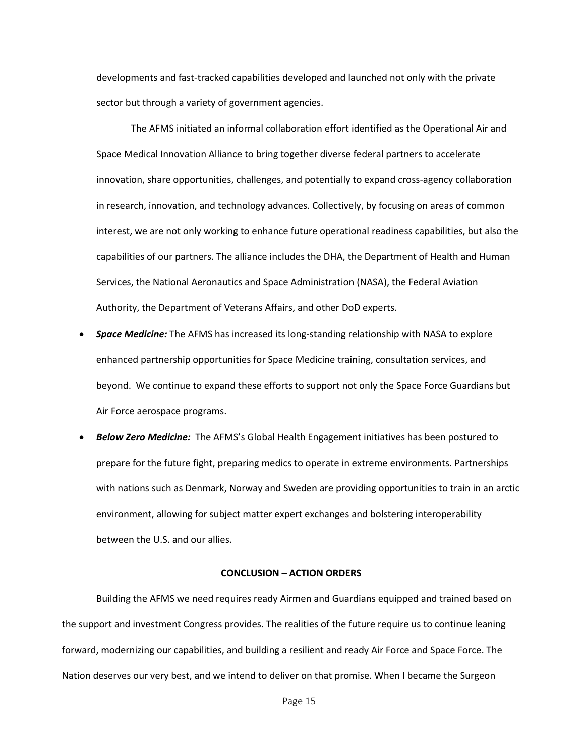developments and fast-tracked capabilities developed and launched not only with the private sector but through a variety of government agencies.

The AFMS initiated an informal collaboration effort identified as the Operational Air and Space Medical Innovation Alliance to bring together diverse federal partners to accelerate innovation, share opportunities, challenges, and potentially to expand cross-agency collaboration in research, innovation, and technology advances. Collectively, by focusing on areas of common interest, we are not only working to enhance future operational readiness capabilities, but also the capabilities of our partners. The alliance includes the DHA, the Department of Health and Human Services, the National Aeronautics and Space Administration (NASA), the Federal Aviation Authority, the Department of Veterans Affairs, and other DoD experts.

- ***Space Medicine:*** The AFMS has increased its long-standing relationship with NASA to explore enhanced partnership opportunities for Space Medicine training, consultation services, and beyond. We continue to expand these efforts to support not only the Space Force Guardians but Air Force aerospace programs.
- ***Below Zero Medicine:*** The AFMS's Global Health Engagement initiatives has been postured to prepare for the future fight, preparing medics to operate in extreme environments. Partnerships with nations such as Denmark, Norway and Sweden are providing opportunities to train in an arctic environment, allowing for subject matter expert exchanges and bolstering interoperability between the U.S. and our allies.

## CONCLUSION – ACTION ORDERS

Building the AFMS we need requires ready Airmen and Guardians equipped and trained based on the support and investment Congress provides. The realities of the future require us to continue leaning forward, modernizing our capabilities, and building a resilient and ready Air Force and Space Force. The Nation deserves our very best, and we intend to deliver on that promise. When I became the Surgeon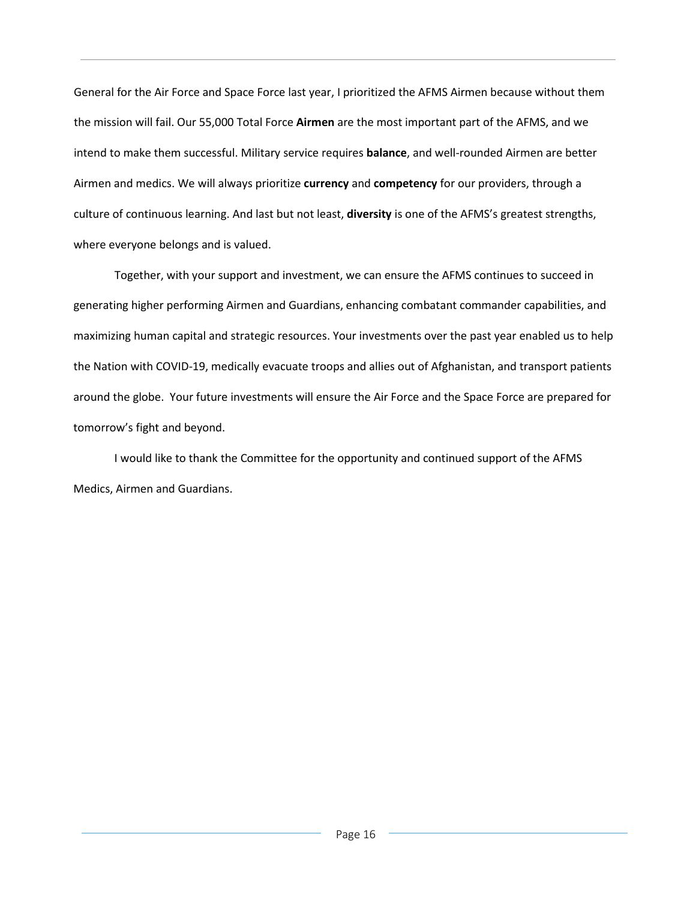General for the Air Force and Space Force last year, I prioritized the AFMS Airmen because without them the mission will fail. Our 55,000 Total Force **Airmen** are the most important part of the AFMS, and we intend to make them successful. Military service requires **balance**, and well-rounded Airmen are better Airmen and medics. We will always prioritize **currency** and **competency** for our providers, through a culture of continuous learning. And last but not least, **diversity** is one of the AFMS's greatest strengths, where everyone belongs and is valued.

Together, with your support and investment, we can ensure the AFMS continues to succeed in generating higher performing Airmen and Guardians, enhancing combatant commander capabilities, and maximizing human capital and strategic resources. Your investments over the past year enabled us to help the Nation with COVID-19, medically evacuate troops and allies out of Afghanistan, and transport patients around the globe. Your future investments will ensure the Air Force and the Space Force are prepared for tomorrow's fight and beyond.

I would like to thank the Committee for the opportunity and continued support of the AFMS Medics, Airmen and Guardians.